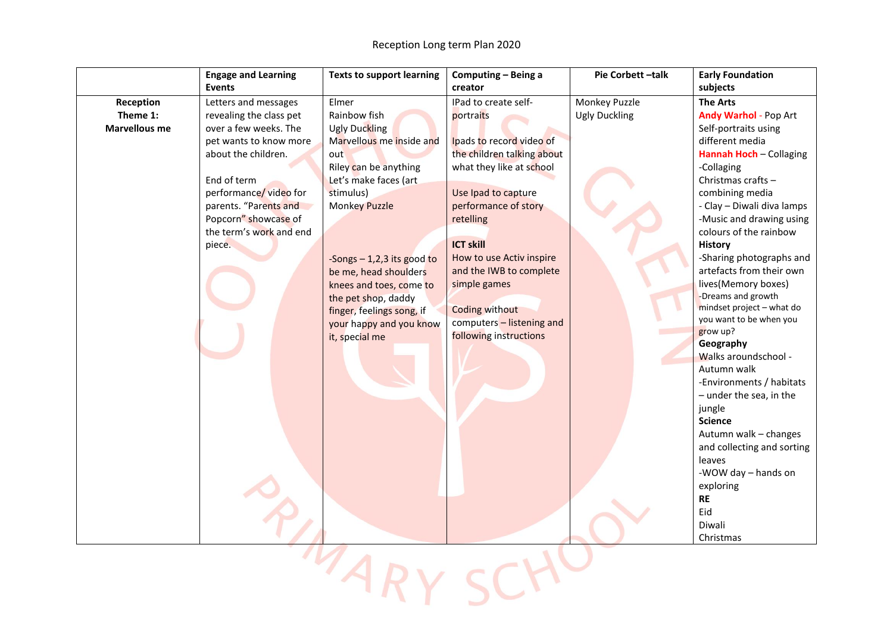# Reception Long term Plan 2020

| | Engage and Learning Events | Texts to support learning | Computing – Being a creator | Pie Corbett –talk | Early Foundation subjects |
|---|---|---|---|---|---|
| **Reception Theme 1: Marvellous me** | Letters and messages revealing the class pet over a few weeks. The pet wants to know more about the children.<br><br>End of term performance/ video for parents. "Parents and Popcorn" showcase of the term's work and end piece. | Elmer<br>Rainbow fish<br>Ugly Duckling<br>Marvellous me inside and out<br>Riley can be anything<br>Let's make faces (art stimulus)<br>Monkey Puzzle<br><br>-Songs – 1,2,3 its good to be me, head shoulders knees and toes, come to the pet shop, daddy finger, feelings song, if your happy and you know it, special me | IPad to create self-portraits<br><br>Ipads to record video of the children talking about what they like at school<br><br>Use Ipad to capture performance of story retelling<br><br>**ICT skill**<br>How to use Activ inspire and the IWB to complete simple games<br><br>Coding without computers – listening and following instructions | Monkey Puzzle<br>Ugly Duckling | **The Arts**<br>**Andy Warhol** - Pop Art<br>Self-portraits using different media<br>**Hannah Hoch** – Collaging<br>-Collaging<br>Christmas crafts – combining media<br>- Clay – Diwali diva lamps<br>-Music and drawing using colours of the rainbow<br>**History**<br>-Sharing photographs and artefacts from their own lives(Memory boxes)<br>-Dreams and growth mindset project – what do you want to be when you grow up?<br>**Geography**<br>Walks aroundschool - Autumn walk<br>-Environments / habitats – under the sea, in the jungle<br>**Science**<br>Autumn walk – changes and collecting and sorting leaves<br>-WOW day – hands on exploring<br>**RE**<br>Eid<br>Diwali<br>Christmas |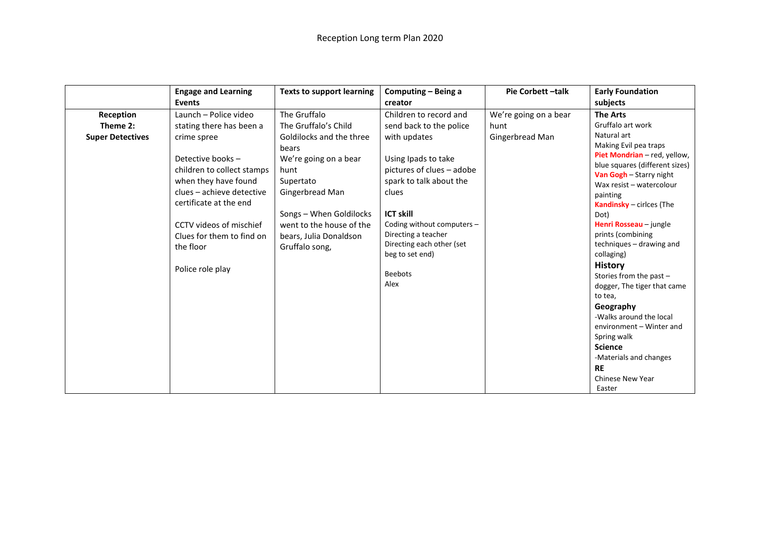Reception Long term Plan 2020

| | Engage and Learning Events | Texts to support learning | Computing – Being a creator | Pie Corbett –talk | Early Foundation subjects |
|---|---|---|---|---|---|
| **Reception Theme 2: Super Detectives** | Launch – Police video stating there has been a crime spree<br><br>Detective books – children to collect stamps when they have found clues – achieve detective certificate at the end<br><br>CCTV videos of mischief<br>Clues for them to find on the floor<br><br>Police role play | The Gruffalo<br>The Gruffalo's Child<br>Goldilocks and the three bears<br>We're going on a bear hunt<br>Supertato<br>Gingerbread Man<br><br>Songs – When Goldilocks went to the house of the bears, Julia Donaldson Gruffalo song, | Children to record and send back to the police with updates<br><br>Using Ipads to take pictures of clues – adobe spark to talk about the clues<br><br>**ICT skill**<br>Coding without computers – Directing a teacher<br>Directing each other (set beg to set end)<br><br>Beebots<br>Alex | We're going on a bear hunt<br>Gingerbread Man | **The Arts**<br>Gruffalo art work<br>Natural art<br>Making Evil pea traps<br>**Piet Mondrian** – red, yellow, blue squares (different sizes)<br>**Van Gogh** – Starry night<br>Wax resist – watercolour painting<br>**Kandinsky** – cirlces (The Dot)<br>**Henri Rosseau** – jungle prints (combining techniques – drawing and collaging)<br>**History**<br>Stories from the past – dogger, The tiger that came to tea,<br>**Geography**<br>-Walks around the local environment – Winter and Spring walk<br>**Science**<br>-Materials and changes<br>**RE**<br>Chinese New Year<br>Easter |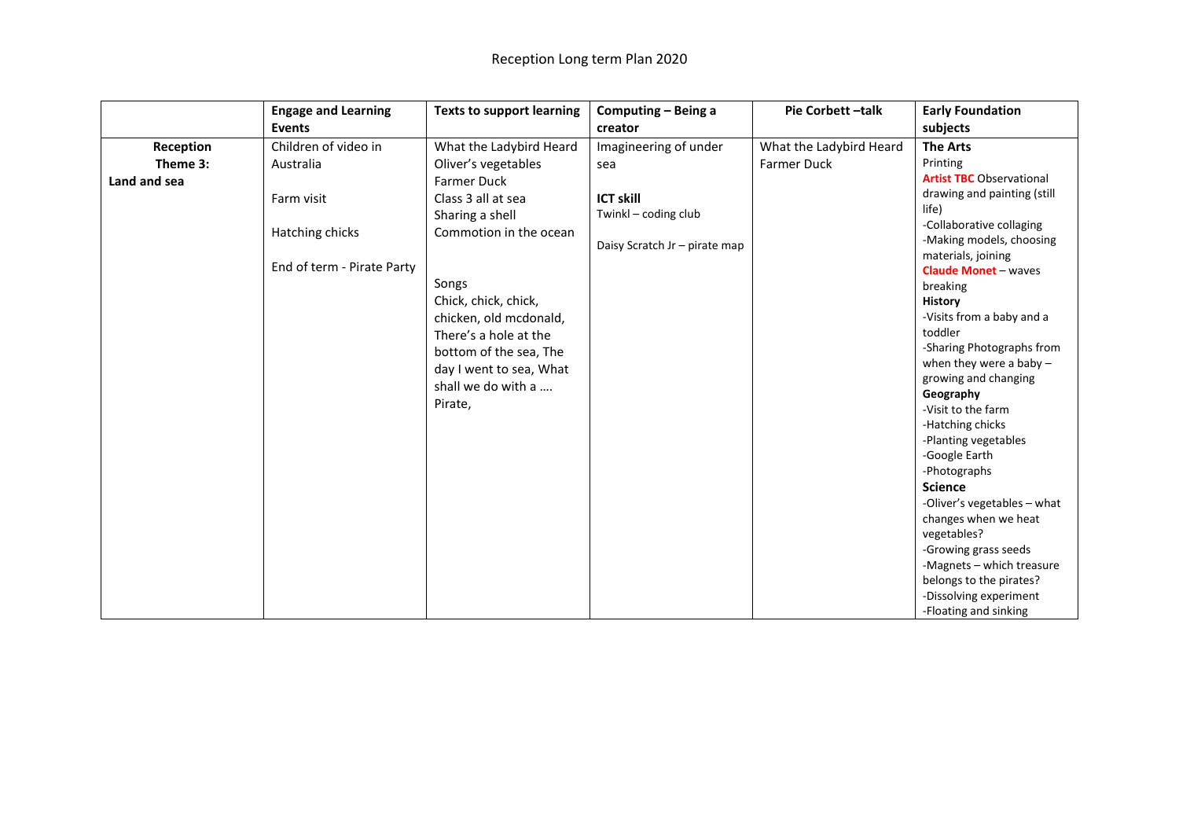# Reception Long term Plan 2020

| | Engage and Learning Events | Texts to support learning | Computing – Being a creator | Pie Corbett –talk | Early Foundation subjects |
|---|---|---|---|---|---|
| **Reception Theme 3: Land and sea** | Children of video in Australia<br><br>Farm visit<br><br>Hatching chicks<br><br>End of term - Pirate Party | What the Ladybird Heard<br>Oliver's vegetables<br>Farmer Duck<br>Class 3 all at sea<br>Sharing a shell<br>Commotion in the ocean<br><br>Songs<br>Chick, chick, chick, chicken, old mcdonald, There's a hole at the bottom of the sea, The day I went to sea, What shall we do with a …. Pirate, | Imagineering of under sea<br><br>**ICT skill**<br>Twinkl – coding club<br><br>Daisy Scratch Jr – pirate map | What the Ladybird Heard<br>Farmer Duck | **The Arts**<br>Printing<br>**Artist TBC** Observational drawing and painting (still life)<br>-Collaborative collaging<br>-Making models, choosing materials, joining<br>**Claude Monet** – waves breaking<br>**History**<br>-Visits from a baby and a toddler<br>-Sharing Photographs from when they were a baby – growing and changing<br>**Geography**<br>-Visit to the farm<br>-Hatching chicks<br>-Planting vegetables<br>-Google Earth<br>-Photographs<br>**Science**<br>-Oliver's vegetables – what changes when we heat vegetables?<br>-Growing grass seeds<br>-Magnets – which treasure belongs to the pirates?<br>-Dissolving experiment<br>-Floating and sinking |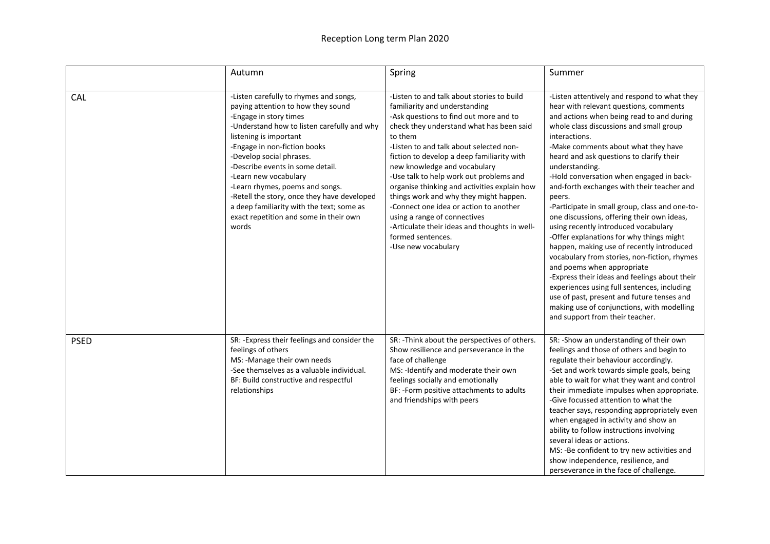# Reception Long term Plan 2020

| | Autumn | Spring | Summer |
|---|---|---|---|
| CAL | -Listen carefully to rhymes and songs, paying attention to how they sound<br>-Engage in story times<br>-Understand how to listen carefully and why listening is important<br>-Engage in non-fiction books<br>-Develop social phrases.<br>-Describe events in some detail.<br>-Learn new vocabulary<br>-Learn rhymes, poems and songs.<br>-Retell the story, once they have developed a deep familiarity with the text; some as exact repetition and some in their own words | -Listen to and talk about stories to build familiarity and understanding<br>-Ask questions to find out more and to check they understand what has been said to them<br>-Listen to and talk about selected non-fiction to develop a deep familiarity with new knowledge and vocabulary<br>-Use talk to help work out problems and organise thinking and activities explain how things work and why they might happen.<br>-Connect one idea or action to another using a range of connectives<br>-Articulate their ideas and thoughts in well-formed sentences.<br>-Use new vocabulary | -Listen attentively and respond to what they hear with relevant questions, comments and actions when being read to and during whole class discussions and small group interactions.<br>-Make comments about what they have heard and ask questions to clarify their understanding.<br>-Hold conversation when engaged in back-and-forth exchanges with their teacher and peers.<br>-Participate in small group, class and one-to-one discussions, offering their own ideas, using recently introduced vocabulary<br>-Offer explanations for why things might happen, making use of recently introduced vocabulary from stories, non-fiction, rhymes and poems when appropriate<br>-Express their ideas and feelings about their experiences using full sentences, including use of past, present and future tenses and making use of conjunctions, with modelling and support from their teacher. |
| PSED | SR: -Express their feelings and consider the feelings of others<br>MS: -Manage their own needs<br>-See themselves as a valuable individual.<br>BF: Build constructive and respectful relationships | SR: -Think about the perspectives of others. Show resilience and perseverance in the face of challenge<br>MS: -Identify and moderate their own feelings socially and emotionally<br>BF: -Form positive attachments to adults and friendships with peers | SR: -Show an understanding of their own feelings and those of others and begin to regulate their behaviour accordingly.<br>-Set and work towards simple goals, being able to wait for what they want and control their immediate impulses when appropriate.<br>-Give focussed attention to what the teacher says, responding appropriately even when engaged in activity and show an ability to follow instructions involving several ideas or actions.<br>MS: -Be confident to try new activities and show independence, resilience, and perseverance in the face of challenge. |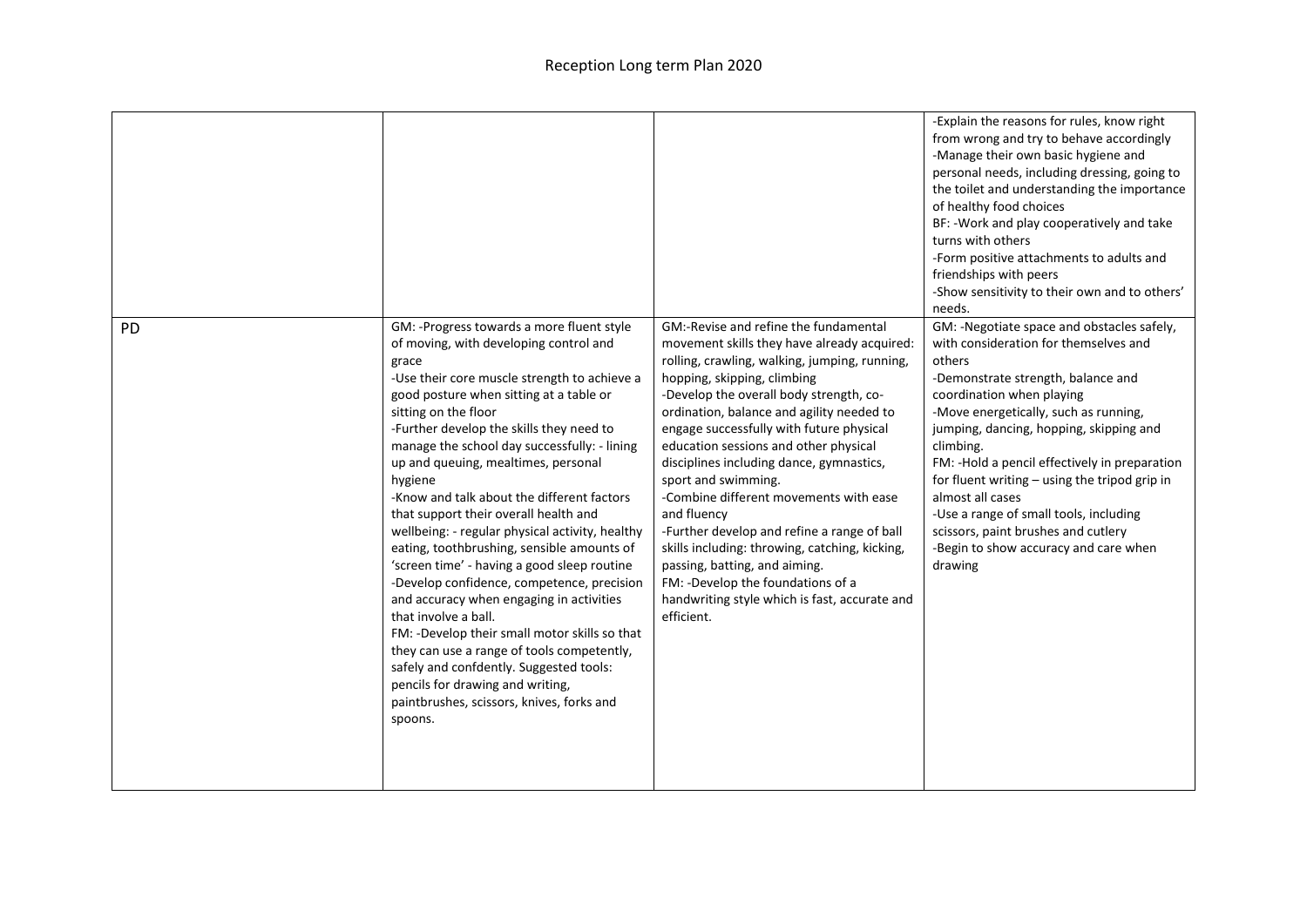# Reception Long term Plan 2020

| | | | |
|---|---|---|---|
| | | | -Explain the reasons for rules, know right from wrong and try to behave accordingly<br>-Manage their own basic hygiene and personal needs, including dressing, going to the toilet and understanding the importance of healthy food choices<br>BF: -Work and play cooperatively and take turns with others<br>-Form positive attachments to adults and friendships with peers<br>-Show sensitivity to their own and to others' needs. |
| PD | GM: -Progress towards a more fluent style of moving, with developing control and grace<br>-Use their core muscle strength to achieve a good posture when sitting at a table or sitting on the floor<br>-Further develop the skills they need to manage the school day successfully: - lining up and queuing, mealtimes, personal hygiene<br>-Know and talk about the different factors that support their overall health and wellbeing: - regular physical activity, healthy eating, toothbrushing, sensible amounts of 'screen time' - having a good sleep routine<br>-Develop confidence, competence, precision and accuracy when engaging in activities that involve a ball.<br>FM: -Develop their small motor skills so that they can use a range of tools competently, safely and confdently. Suggested tools: pencils for drawing and writing, paintbrushes, scissors, knives, forks and spoons. | GM:-Revise and refine the fundamental movement skills they have already acquired: rolling, crawling, walking, jumping, running, hopping, skipping, climbing<br>-Develop the overall body strength, co-ordination, balance and agility needed to engage successfully with future physical education sessions and other physical disciplines including dance, gymnastics, sport and swimming.<br>-Combine different movements with ease and fluency<br>-Further develop and refine a range of ball skills including: throwing, catching, kicking, passing, batting, and aiming.<br>FM: -Develop the foundations of a handwriting style which is fast, accurate and efficient. | GM: -Negotiate space and obstacles safely, with consideration for themselves and others<br>-Demonstrate strength, balance and coordination when playing<br>-Move energetically, such as running, jumping, dancing, hopping, skipping and climbing.<br>FM: -Hold a pencil effectively in preparation for fluent writing – using the tripod grip in almost all cases<br>-Use a range of small tools, including scissors, paint brushes and cutlery<br>-Begin to show accuracy and care when drawing |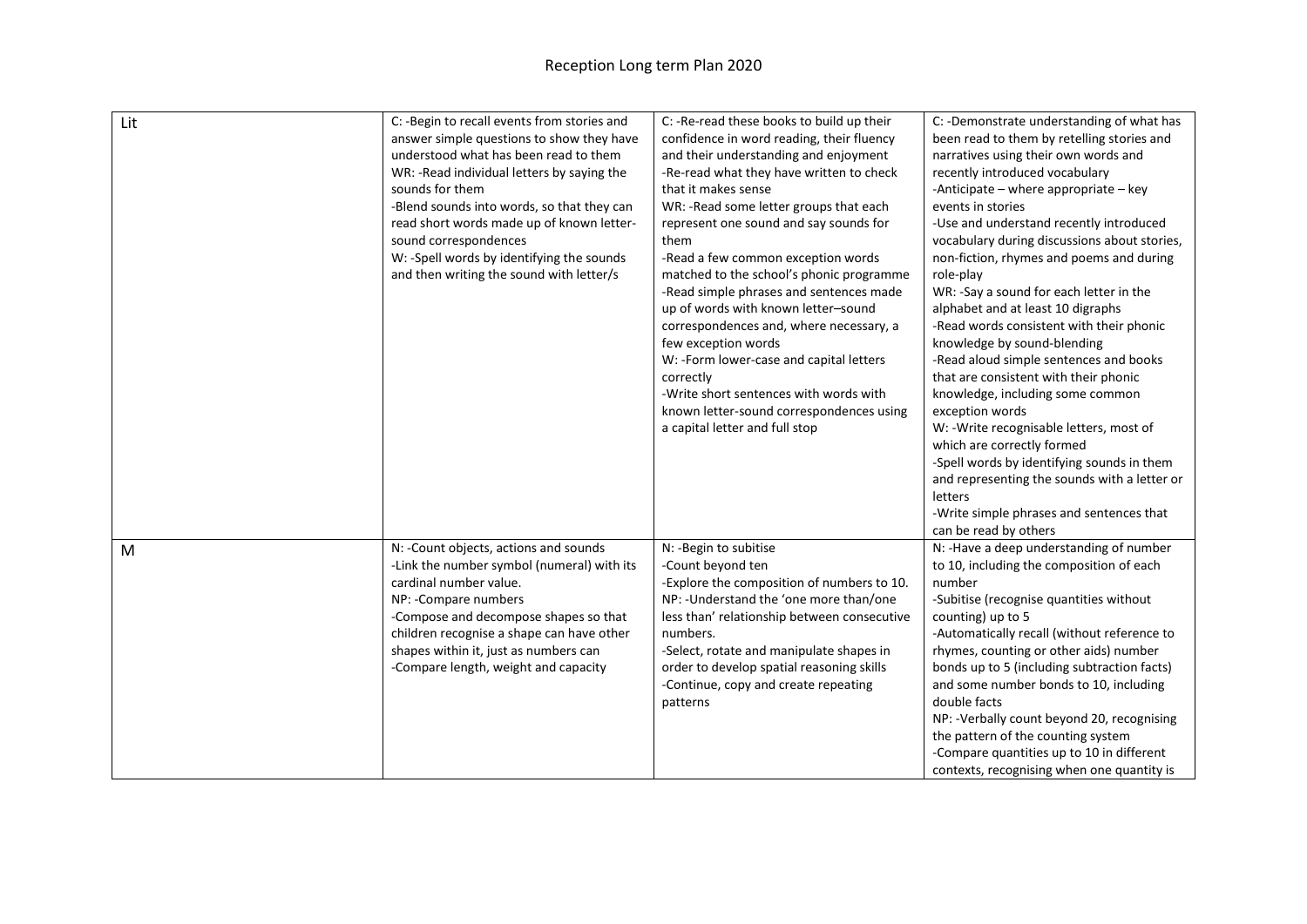# Reception Long term Plan 2020

| | | | |
|---|---|---|---|
| Lit | C: -Begin to recall events from stories and answer simple questions to show they have understood what has been read to them<br>WR: -Read individual letters by saying the sounds for them<br>-Blend sounds into words, so that they can read short words made up of known letter-sound correspondences<br>W: -Spell words by identifying the sounds and then writing the sound with letter/s | C: -Re-read these books to build up their confidence in word reading, their fluency and their understanding and enjoyment<br>-Re-read what they have written to check that it makes sense<br>WR: -Read some letter groups that each represent one sound and say sounds for them<br>-Read a few common exception words matched to the school's phonic programme<br>-Read simple phrases and sentences made up of words with known letter–sound correspondences and, where necessary, a few exception words<br>W: -Form lower-case and capital letters correctly<br>-Write short sentences with words with known letter-sound correspondences using a capital letter and full stop | C: -Demonstrate understanding of what has been read to them by retelling stories and narratives using their own words and recently introduced vocabulary<br>-Anticipate – where appropriate – key events in stories<br>-Use and understand recently introduced vocabulary during discussions about stories, non-fiction, rhymes and poems and during role-play<br>WR: -Say a sound for each letter in the alphabet and at least 10 digraphs<br>-Read words consistent with their phonic knowledge by sound-blending<br>-Read aloud simple sentences and books that are consistent with their phonic knowledge, including some common exception words<br>W: -Write recognisable letters, most of which are correctly formed<br>-Spell words by identifying sounds in them and representing the sounds with a letter or letters<br>-Write simple phrases and sentences that can be read by others |
| M | N: -Count objects, actions and sounds<br>-Link the number symbol (numeral) with its cardinal number value.<br>NP: -Compare numbers<br>-Compose and decompose shapes so that children recognise a shape can have other shapes within it, just as numbers can<br>-Compare length, weight and capacity | N: -Begin to subitise<br>-Count beyond ten<br>-Explore the composition of numbers to 10.<br>NP: -Understand the 'one more than/one less than' relationship between consecutive numbers.<br>-Select, rotate and manipulate shapes in order to develop spatial reasoning skills<br>-Continue, copy and create repeating patterns | N: -Have a deep understanding of number to 10, including the composition of each number<br>-Subitise (recognise quantities without counting) up to 5<br>-Automatically recall (without reference to rhymes, counting or other aids) number bonds up to 5 (including subtraction facts) and some number bonds to 10, including double facts<br>NP: -Verbally count beyond 20, recognising the pattern of the counting system<br>-Compare quantities up to 10 in different contexts, recognising when one quantity is |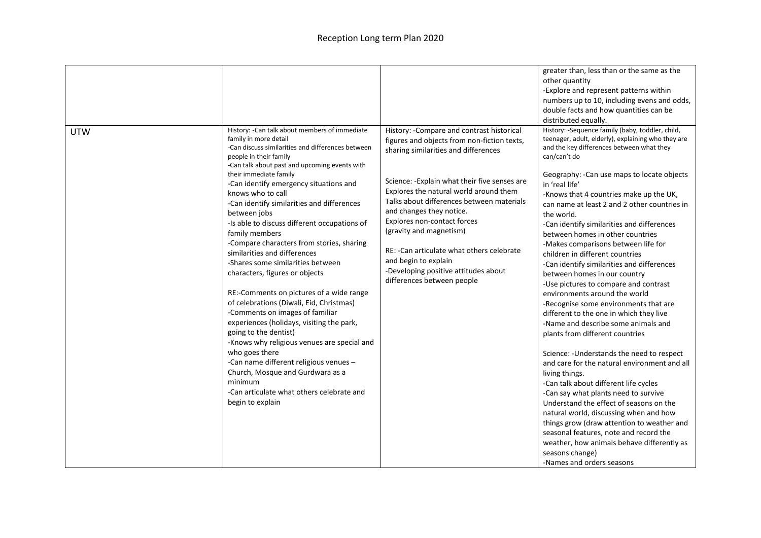# Reception Long term Plan 2020

| | | | |
|---|---|---|---|
| | | | greater than, less than or the same as the other quantity<br>-Explore and represent patterns within numbers up to 10, including evens and odds, double facts and how quantities can be distributed equally. |
| UTW | History: -Can talk about members of immediate family in more detail<br>-Can discuss similarities and differences between people in their family<br>-Can talk about past and upcoming events with their immediate family<br>-Can identify emergency situations and knows who to call<br>-Can identify similarities and differences between jobs<br>-Is able to discuss different occupations of family members<br>-Compare characters from stories, sharing similarities and differences<br>-Shares some similarities between characters, figures or objects<br><br>RE:-Comments on pictures of a wide range of celebrations (Diwali, Eid, Christmas)<br>-Comments on images of familiar experiences (holidays, visiting the park, going to the dentist)<br>-Knows why religious venues are special and who goes there<br>-Can name different religious venues – Church, Mosque and Gurdwara as a minimum<br>-Can articulate what others celebrate and begin to explain | History: -Compare and contrast historical figures and objects from non-fiction texts, sharing similarities and differences<br><br>Science: -Explain what their five senses are<br>Explores the natural world around them<br>Talks about differences between materials and changes they notice.<br>Explores non-contact forces (gravity and magnetism)<br><br>RE: -Can articulate what others celebrate and begin to explain<br>-Developing positive attitudes about differences between people | History: -Sequence family (baby, toddler, child, teenager, adult, elderly), explaining who they are and the key differences between what they can/can't do<br><br>Geography: -Can use maps to locate objects in 'real life'<br>-Knows that 4 countries make up the UK, can name at least 2 and 2 other countries in the world.<br>-Can identify similarities and differences between homes in other countries<br>-Makes comparisons between life for children in different countries<br>-Can identify similarities and differences between homes in our country<br>-Use pictures to compare and contrast environments around the world<br>-Recognise some environments that are different to the one in which they live<br>-Name and describe some animals and plants from different countries<br><br>Science: -Understands the need to respect and care for the natural environment and all living things.<br>-Can talk about different life cycles<br>-Can say what plants need to survive<br>Understand the effect of seasons on the natural world, discussing when and how things grow (draw attention to weather and seasonal features, note and record the weather, how animals behave differently as seasons change)<br>-Names and orders seasons |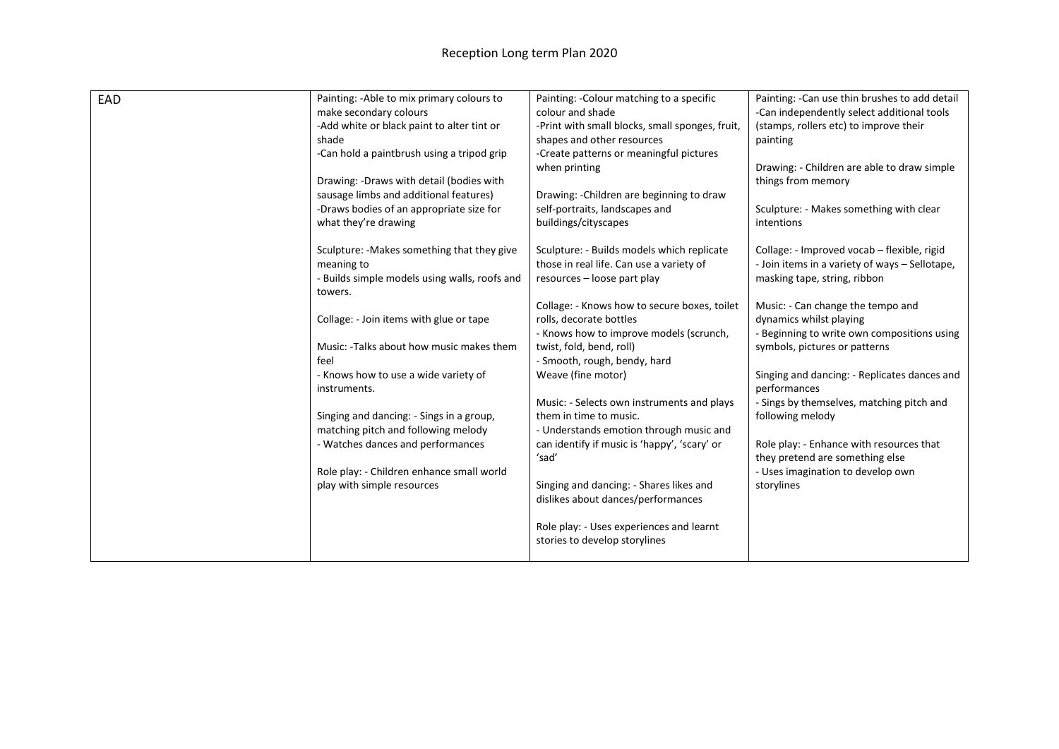# Reception Long term Plan 2020

| | | | |
|---|---|---|---|
| EAD | Painting: -Able to mix primary colours to make secondary colours<br>-Add white or black paint to alter tint or shade<br>-Can hold a paintbrush using a tripod grip<br><br>Drawing: -Draws with detail (bodies with sausage limbs and additional features)<br>-Draws bodies of an appropriate size for what they're drawing<br><br>Sculpture: -Makes something that they give meaning to<br>- Builds simple models using walls, roofs and towers.<br><br>Collage: - Join items with glue or tape<br><br>Music: -Talks about how music makes them feel<br>- Knows how to use a wide variety of instruments.<br><br>Singing and dancing: - Sings in a group, matching pitch and following melody<br>- Watches dances and performances<br><br>Role play: - Children enhance small world play with simple resources | Painting: -Colour matching to a specific colour and shade<br>-Print with small blocks, small sponges, fruit, shapes and other resources<br>-Create patterns or meaningful pictures when printing<br><br>Drawing: -Children are beginning to draw self-portraits, landscapes and buildings/cityscapes<br><br>Sculpture: - Builds models which replicate those in real life. Can use a variety of resources – loose part play<br><br>Collage: - Knows how to secure boxes, toilet rolls, decorate bottles<br>- Knows how to improve models (scrunch, twist, fold, bend, roll)<br>- Smooth, rough, bendy, hard<br>Weave (fine motor)<br><br>Music: - Selects own instruments and plays them in time to music.<br>- Understands emotion through music and can identify if music is 'happy', 'scary' or 'sad'<br><br>Singing and dancing: - Shares likes and dislikes about dances/performances<br><br>Role play: - Uses experiences and learnt stories to develop storylines | Painting: -Can use thin brushes to add detail<br>-Can independently select additional tools (stamps, rollers etc) to improve their painting<br><br>Drawing: - Children are able to draw simple things from memory<br><br>Sculpture: - Makes something with clear intentions<br><br>Collage: - Improved vocab – flexible, rigid<br>- Join items in a variety of ways – Sellotape, masking tape, string, ribbon<br><br>Music: - Can change the tempo and dynamics whilst playing<br>- Beginning to write own compositions using symbols, pictures or patterns<br><br>Singing and dancing: - Replicates dances and performances<br>- Sings by themselves, matching pitch and following melody<br><br>Role play: - Enhance with resources that they pretend are something else<br>- Uses imagination to develop own storylines |